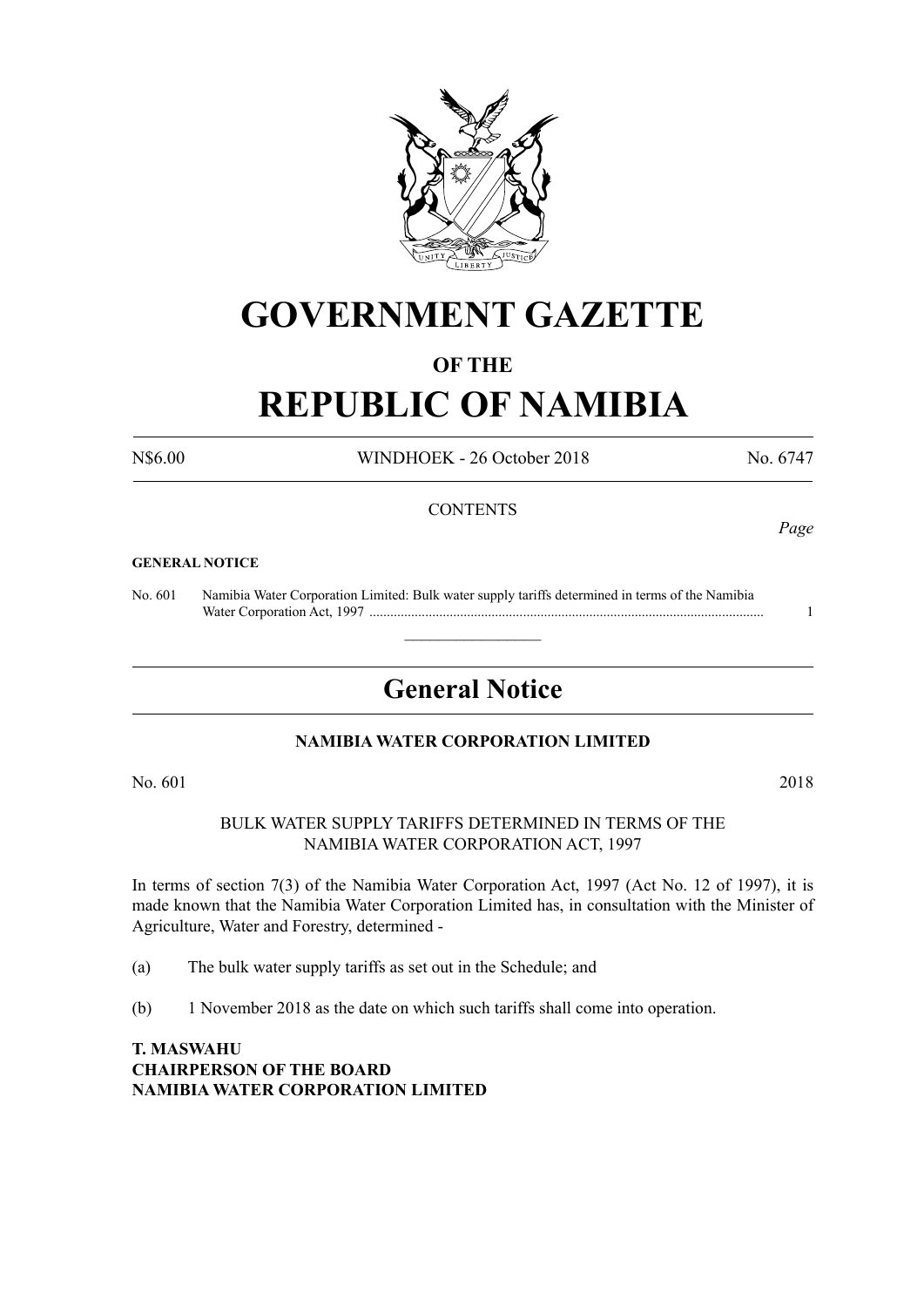# GOVERNMENT GAZETTE

## OF THE

# REPUBLIC OF NAMIBIA

N$6.00 WINDHOEK - 26 October 2018 No. 6747

CONTENTS

*Page*

**GENERAL NOTICE**

No. 601 Namibia Water Corporation Limited: Bulk water supply tariffs determined in terms of the Namibia Water Corporation Act, 1997 ................................................................................................................. 1

---

## General Notice

**NAMIBIA WATER CORPORATION LIMITED**

No. 601 2018

BULK WATER SUPPLY TARIFFS DETERMINED IN TERMS OF THE NAMIBIA WATER CORPORATION ACT, 1997

In terms of section 7(3) of the Namibia Water Corporation Act, 1997 (Act No. 12 of 1997), it is made known that the Namibia Water Corporation Limited has, in consultation with the Minister of Agriculture, Water and Forestry, determined -

(a) The bulk water supply tariffs as set out in the Schedule; and

(b) 1 November 2018 as the date on which such tariffs shall come into operation.

**T. MASWAHU**
**CHAIRPERSON OF THE BOARD**
**NAMIBIA WATER CORPORATION LIMITED**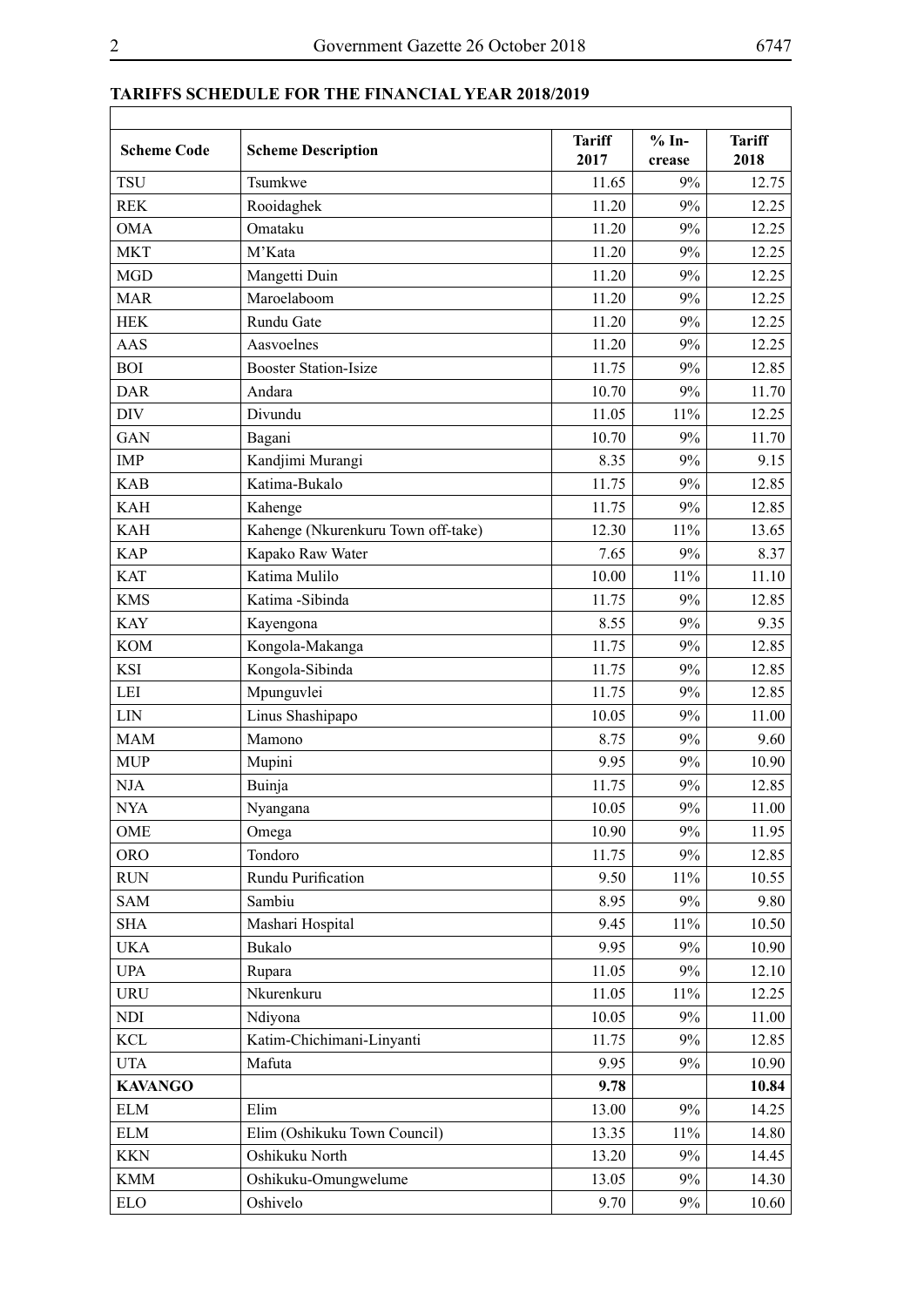**TARIFFS SCHEDULE FOR THE FINANCIAL YEAR 2018/2019**

| Scheme Code | Scheme Description | Tariff 2017 | % Increase | Tariff 2018 |
|---|---|---|---|---|
| TSU | Tsumkwe | 11.65 | 9% | 12.75 |
| REK | Rooidaghek | 11.20 | 9% | 12.25 |
| OMA | Omataku | 11.20 | 9% | 12.25 |
| MKT | M'Kata | 11.20 | 9% | 12.25 |
| MGD | Mangetti Duin | 11.20 | 9% | 12.25 |
| MAR | Maroelaboom | 11.20 | 9% | 12.25 |
| HEK | Rundu Gate | 11.20 | 9% | 12.25 |
| AAS | Aasvoelnes | 11.20 | 9% | 12.25 |
| BOI | Booster Station-Isize | 11.75 | 9% | 12.85 |
| DAR | Andara | 10.70 | 9% | 11.70 |
| DIV | Divundu | 11.05 | 11% | 12.25 |
| GAN | Bagani | 10.70 | 9% | 11.70 |
| IMP | Kandjimi Murangi | 8.35 | 9% | 9.15 |
| KAB | Katima-Bukalo | 11.75 | 9% | 12.85 |
| KAH | Kahenge | 11.75 | 9% | 12.85 |
| KAH | Kahenge (Nkurenkuru Town off-take) | 12.30 | 11% | 13.65 |
| KAP | Kapako Raw Water | 7.65 | 9% | 8.37 |
| KAT | Katima Mulilo | 10.00 | 11% | 11.10 |
| KMS | Katima -Sibinda | 11.75 | 9% | 12.85 |
| KAY | Kayengona | 8.55 | 9% | 9.35 |
| KOM | Kongola-Makanga | 11.75 | 9% | 12.85 |
| KSI | Kongola-Sibinda | 11.75 | 9% | 12.85 |
| LEI | Mpunguvlei | 11.75 | 9% | 12.85 |
| LIN | Linus Shashipapo | 10.05 | 9% | 11.00 |
| MAM | Mamono | 8.75 | 9% | 9.60 |
| MUP | Mupini | 9.95 | 9% | 10.90 |
| NJA | Buinja | 11.75 | 9% | 12.85 |
| NYA | Nyangana | 10.05 | 9% | 11.00 |
| OME | Omega | 10.90 | 9% | 11.95 |
| ORO | Tondoro | 11.75 | 9% | 12.85 |
| RUN | Rundu Purification | 9.50 | 11% | 10.55 |
| SAM | Sambiu | 8.95 | 9% | 9.80 |
| SHA | Mashari Hospital | 9.45 | 11% | 10.50 |
| UKA | Bukalo | 9.95 | 9% | 10.90 |
| UPA | Rupara | 11.05 | 9% | 12.10 |
| URU | Nkurenkuru | 11.05 | 11% | 12.25 |
| NDI | Ndiyona | 10.05 | 9% | 11.00 |
| KCL | Katim-Chichimani-Linyanti | 11.75 | 9% | 12.85 |
| UTA | Mafuta | 9.95 | 9% | 10.90 |
| **KAVANGO** | | **9.78** | | **10.84** |
| ELM | Elim | 13.00 | 9% | 14.25 |
| ELM | Elim (Oshikuku Town Council) | 13.35 | 11% | 14.80 |
| KKN | Oshikuku North | 13.20 | 9% | 14.45 |
| KMM | Oshikuku-Omungwelume | 13.05 | 9% | 14.30 |
| ELO | Oshivelo | 9.70 | 9% | 10.60 |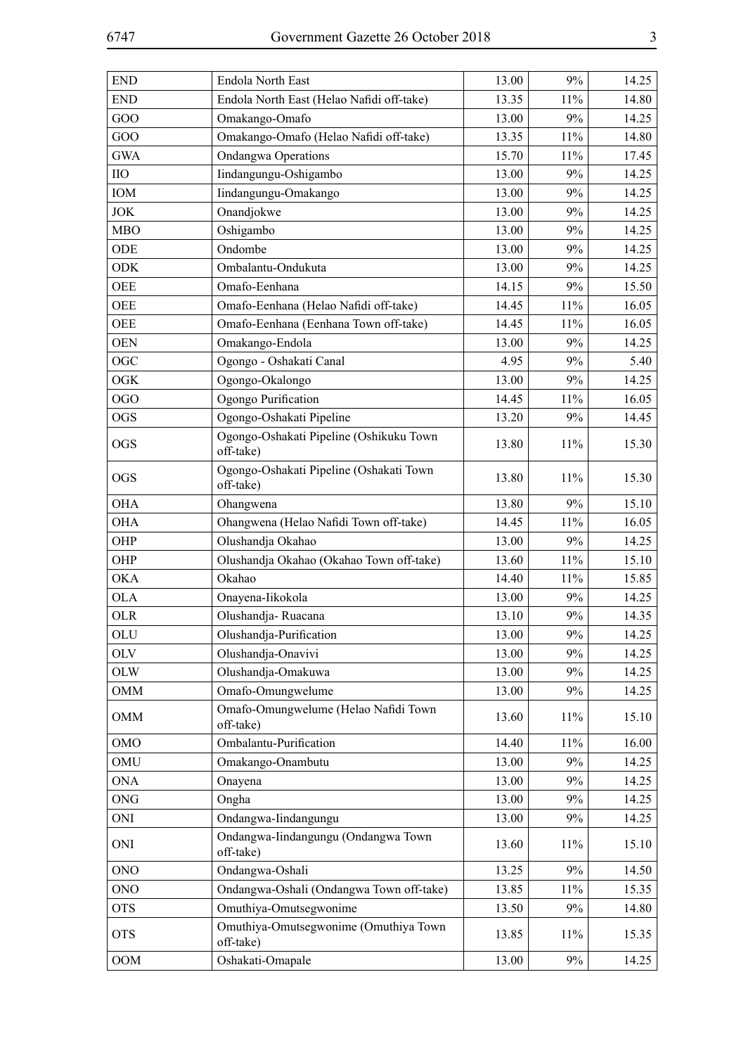| END | Endola North East | 13.00 | 9% | 14.25 |
|---|---|---|---|---|
| END | Endola North East (Helao Nafidi off-take) | 13.35 | 11% | 14.80 |
| GOO | Omakango-Omafo | 13.00 | 9% | 14.25 |
| GOO | Omakango-Omafo (Helao Nafidi off-take) | 13.35 | 11% | 14.80 |
| GWA | Ondangwa Operations | 15.70 | 11% | 17.45 |
| IIO | Iindangungu-Oshigambo | 13.00 | 9% | 14.25 |
| IOM | Iindangungu-Omakango | 13.00 | 9% | 14.25 |
| JOK | Onandjokwe | 13.00 | 9% | 14.25 |
| MBO | Oshigambo | 13.00 | 9% | 14.25 |
| ODE | Ondombe | 13.00 | 9% | 14.25 |
| ODK | Ombalantu-Ondukuta | 13.00 | 9% | 14.25 |
| OEE | Omafo-Eenhana | 14.15 | 9% | 15.50 |
| OEE | Omafo-Eenhana (Helao Nafidi off-take) | 14.45 | 11% | 16.05 |
| OEE | Omafo-Eenhana (Eenhana Town off-take) | 14.45 | 11% | 16.05 |
| OEN | Omakango-Endola | 13.00 | 9% | 14.25 |
| OGC | Ogongo - Oshakati Canal | 4.95 | 9% | 5.40 |
| OGK | Ogongo-Okalongo | 13.00 | 9% | 14.25 |
| OGO | Ogongo Purification | 14.45 | 11% | 16.05 |
| OGS | Ogongo-Oshakati Pipeline | 13.20 | 9% | 14.45 |
| OGS | Ogongo-Oshakati Pipeline (Oshikuku Town off-take) | 13.80 | 11% | 15.30 |
| OGS | Ogongo-Oshakati Pipeline (Oshakati Town off-take) | 13.80 | 11% | 15.30 |
| OHA | Ohangwena | 13.80 | 9% | 15.10 |
| OHA | Ohangwena (Helao Nafidi Town off-take) | 14.45 | 11% | 16.05 |
| OHP | Olushandja Okahao | 13.00 | 9% | 14.25 |
| OHP | Olushandja Okahao (Okahao Town off-take) | 13.60 | 11% | 15.10 |
| OKA | Okahao | 14.40 | 11% | 15.85 |
| OLA | Onayena-Iikokola | 13.00 | 9% | 14.25 |
| OLR | Olushandja- Ruacana | 13.10 | 9% | 14.35 |
| OLU | Olushandja-Purification | 13.00 | 9% | 14.25 |
| OLV | Olushandja-Onavivi | 13.00 | 9% | 14.25 |
| OLW | Olushandja-Omakuwa | 13.00 | 9% | 14.25 |
| OMM | Omafo-Omungwelume | 13.00 | 9% | 14.25 |
| OMM | Omafo-Omungwelume (Helao Nafidi Town off-take) | 13.60 | 11% | 15.10 |
| OMO | Ombalantu-Purification | 14.40 | 11% | 16.00 |
| OMU | Omakango-Onambutu | 13.00 | 9% | 14.25 |
| ONA | Onayena | 13.00 | 9% | 14.25 |
| ONG | Ongha | 13.00 | 9% | 14.25 |
| ONI | Ondangwa-Iindangungu | 13.00 | 9% | 14.25 |
| ONI | Ondangwa-Iindangungu (Ondangwa Town off-take) | 13.60 | 11% | 15.10 |
| ONO | Ondangwa-Oshali | 13.25 | 9% | 14.50 |
| ONO | Ondangwa-Oshali (Ondangwa Town off-take) | 13.85 | 11% | 15.35 |
| OTS | Omuthiya-Omutsegwonime | 13.50 | 9% | 14.80 |
| OTS | Omuthiya-Omutsegwonime (Omuthiya Town off-take) | 13.85 | 11% | 15.35 |
| OOM | Oshakati-Omapale | 13.00 | 9% | 14.25 |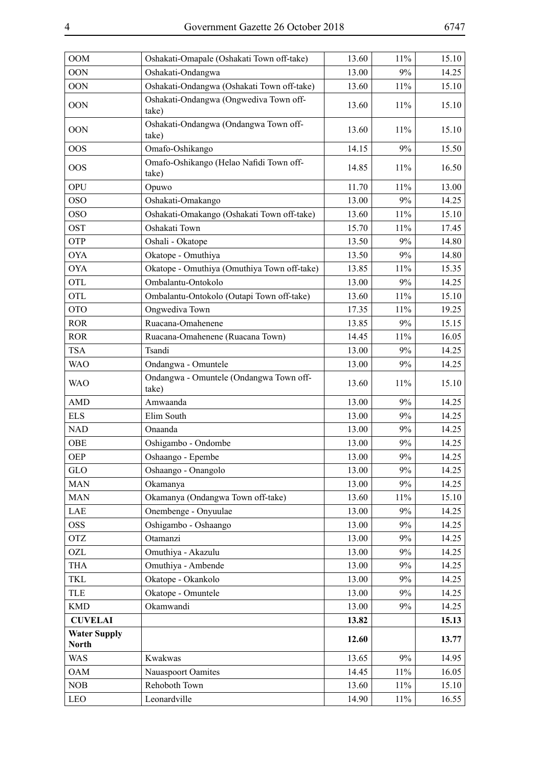| | | | | |
|---|---|---|---|---|
| OOM | Oshakati-Omapale (Oshakati Town off-take) | 13.60 | 11% | 15.10 |
| OON | Oshakati-Ondangwa | 13.00 | 9% | 14.25 |
| OON | Oshakati-Ondangwa (Oshakati Town off-take) | 13.60 | 11% | 15.10 |
| OON | Oshakati-Ondangwa (Ongwediva Town off-take) | 13.60 | 11% | 15.10 |
| OON | Oshakati-Ondangwa (Ondangwa Town off-take) | 13.60 | 11% | 15.10 |
| OOS | Omafo-Oshikango | 14.15 | 9% | 15.50 |
| OOS | Omafo-Oshikango (Helao Nafidi Town off-take) | 14.85 | 11% | 16.50 |
| OPU | Opuwo | 11.70 | 11% | 13.00 |
| OSO | Oshakati-Omakango | 13.00 | 9% | 14.25 |
| OSO | Oshakati-Omakango (Oshakati Town off-take) | 13.60 | 11% | 15.10 |
| OST | Oshakati Town | 15.70 | 11% | 17.45 |
| OTP | Oshali - Okatope | 13.50 | 9% | 14.80 |
| OYA | Okatope - Omuthiya | 13.50 | 9% | 14.80 |
| OYA | Okatope - Omuthiya (Omuthiya Town off-take) | 13.85 | 11% | 15.35 |
| OTL | Ombalantu-Ontokolo | 13.00 | 9% | 14.25 |
| OTL | Ombalantu-Ontokolo (Outapi Town off-take) | 13.60 | 11% | 15.10 |
| OTO | Ongwediva Town | 17.35 | 11% | 19.25 |
| ROR | Ruacana-Omahenene | 13.85 | 9% | 15.15 |
| ROR | Ruacana-Omahenene (Ruacana Town) | 14.45 | 11% | 16.05 |
| TSA | Tsandi | 13.00 | 9% | 14.25 |
| WAO | Ondangwa - Omuntele | 13.00 | 9% | 14.25 |
| WAO | Ondangwa - Omuntele (Ondangwa Town off-take) | 13.60 | 11% | 15.10 |
| AMD | Amwaanda | 13.00 | 9% | 14.25 |
| ELS | Elim South | 13.00 | 9% | 14.25 |
| NAD | Onaanda | 13.00 | 9% | 14.25 |
| OBE | Oshigambo - Ondombe | 13.00 | 9% | 14.25 |
| OEP | Oshaango - Epembe | 13.00 | 9% | 14.25 |
| GLO | Oshaango - Onangolo | 13.00 | 9% | 14.25 |
| MAN | Okamanya | 13.00 | 9% | 14.25 |
| MAN | Okamanya (Ondangwa Town off-take) | 13.60 | 11% | 15.10 |
| LAE | Onembenge - Onyuulae | 13.00 | 9% | 14.25 |
| OSS | Oshigambo - Oshaango | 13.00 | 9% | 14.25 |
| OTZ | Otamanzi | 13.00 | 9% | 14.25 |
| OZL | Omuthiya - Akazulu | 13.00 | 9% | 14.25 |
| THA | Omuthiya - Ambende | 13.00 | 9% | 14.25 |
| TKL | Okatope - Okankolo | 13.00 | 9% | 14.25 |
| TLE | Okatope - Omuntele | 13.00 | 9% | 14.25 |
| KMD | Okamwandi | 13.00 | 9% | 14.25 |
| **CUVELAI** | | **13.82** | | **15.13** |
| **Water Supply North** | | **12.60** | | **13.77** |
| WAS | Kwakwas | 13.65 | 9% | 14.95 |
| OAM | Nauaspoort Oamites | 14.45 | 11% | 16.05 |
| NOB | Rehoboth Town | 13.60 | 11% | 15.10 |
| LEO | Leonardville | 14.90 | 11% | 16.55 |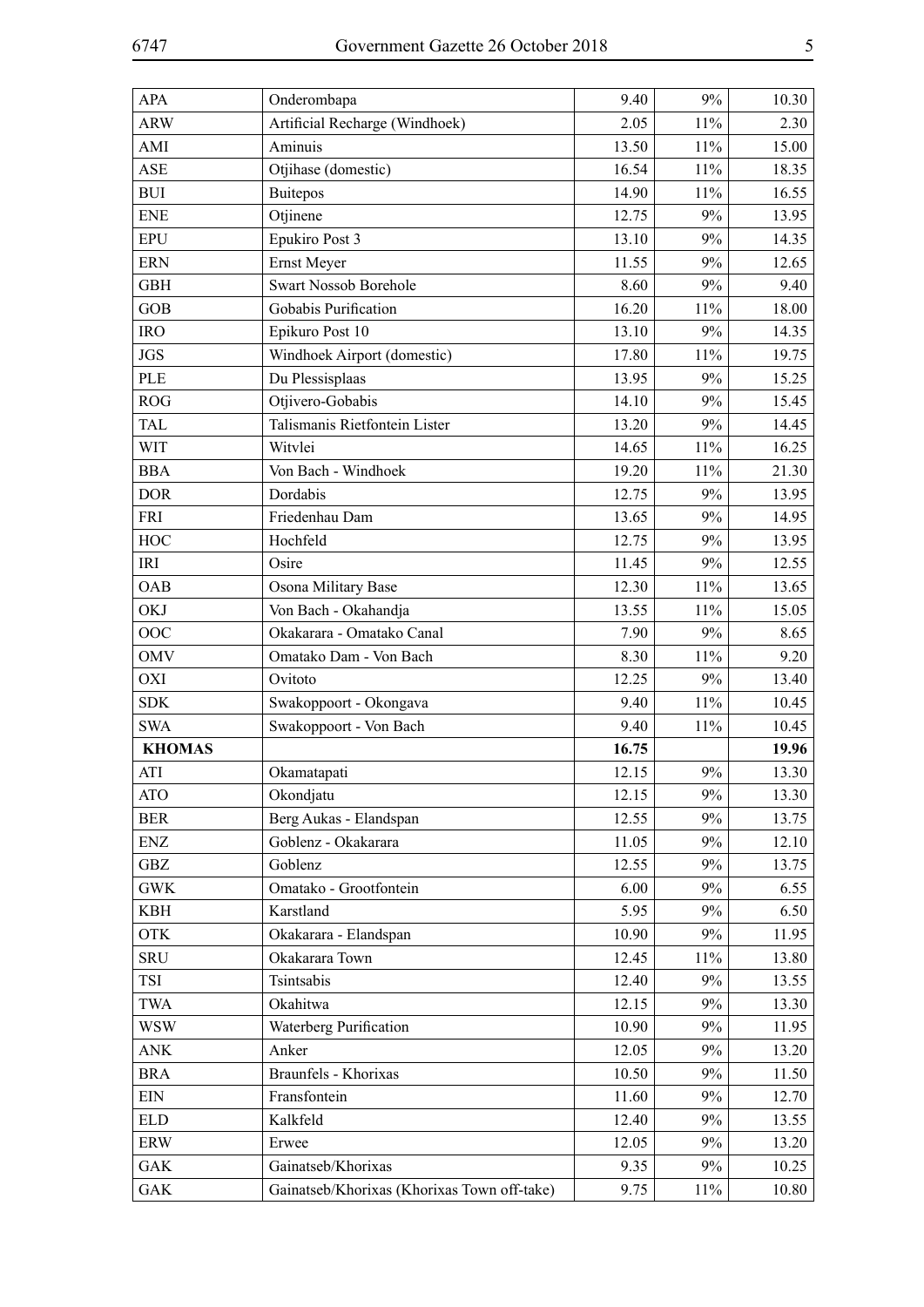| | | | | |
|---|---|---|---|---|
| APA | Onderombapa | 9.40 | 9% | 10.30 |
| ARW | Artificial Recharge (Windhoek) | 2.05 | 11% | 2.30 |
| AMI | Aminuis | 13.50 | 11% | 15.00 |
| ASE | Otjihase (domestic) | 16.54 | 11% | 18.35 |
| BUI | Buitepos | 14.90 | 11% | 16.55 |
| ENE | Otjinene | 12.75 | 9% | 13.95 |
| EPU | Epukiro Post 3 | 13.10 | 9% | 14.35 |
| ERN | Ernst Meyer | 11.55 | 9% | 12.65 |
| GBH | Swart Nossob Borehole | 8.60 | 9% | 9.40 |
| GOB | Gobabis Purification | 16.20 | 11% | 18.00 |
| IRO | Epikuro Post 10 | 13.10 | 9% | 14.35 |
| JGS | Windhoek Airport (domestic) | 17.80 | 11% | 19.75 |
| PLE | Du Plessisplaas | 13.95 | 9% | 15.25 |
| ROG | Otjivero-Gobabis | 14.10 | 9% | 15.45 |
| TAL | Talismanis Rietfontein Lister | 13.20 | 9% | 14.45 |
| WIT | Witvlei | 14.65 | 11% | 16.25 |
| BBA | Von Bach - Windhoek | 19.20 | 11% | 21.30 |
| DOR | Dordabis | 12.75 | 9% | 13.95 |
| FRI | Friedenhau Dam | 13.65 | 9% | 14.95 |
| HOC | Hochfeld | 12.75 | 9% | 13.95 |
| IRI | Osire | 11.45 | 9% | 12.55 |
| OAB | Osona Military Base | 12.30 | 11% | 13.65 |
| OKJ | Von Bach - Okahandja | 13.55 | 11% | 15.05 |
| OOC | Okakarara - Omatako Canal | 7.90 | 9% | 8.65 |
| OMV | Omatako Dam - Von Bach | 8.30 | 11% | 9.20 |
| OXI | Ovitoto | 12.25 | 9% | 13.40 |
| SDK | Swakoppoort - Okongava | 9.40 | 11% | 10.45 |
| SWA | Swakoppoort - Von Bach | 9.40 | 11% | 10.45 |
| **KHOMAS** | | **16.75** | | **19.96** |
| ATI | Okamatapati | 12.15 | 9% | 13.30 |
| ATO | Okondjatu | 12.15 | 9% | 13.30 |
| BER | Berg Aukas - Elandspan | 12.55 | 9% | 13.75 |
| ENZ | Goblenz - Okakarara | 11.05 | 9% | 12.10 |
| GBZ | Goblenz | 12.55 | 9% | 13.75 |
| GWK | Omatako - Grootfontein | 6.00 | 9% | 6.55 |
| KBH | Karstland | 5.95 | 9% | 6.50 |
| OTK | Okakarara - Elandspan | 10.90 | 9% | 11.95 |
| SRU | Okakarara Town | 12.45 | 11% | 13.80 |
| TSI | Tsintsabis | 12.40 | 9% | 13.55 |
| TWA | Okahitwa | 12.15 | 9% | 13.30 |
| WSW | Waterberg Purification | 10.90 | 9% | 11.95 |
| ANK | Anker | 12.05 | 9% | 13.20 |
| BRA | Braunfels - Khorixas | 10.50 | 9% | 11.50 |
| EIN | Fransfontein | 11.60 | 9% | 12.70 |
| ELD | Kalkfeld | 12.40 | 9% | 13.55 |
| ERW | Erwee | 12.05 | 9% | 13.20 |
| GAK | Gainatseb/Khorixas | 9.35 | 9% | 10.25 |
| GAK | Gainatseb/Khorixas (Khorixas Town off-take) | 9.75 | 11% | 10.80 |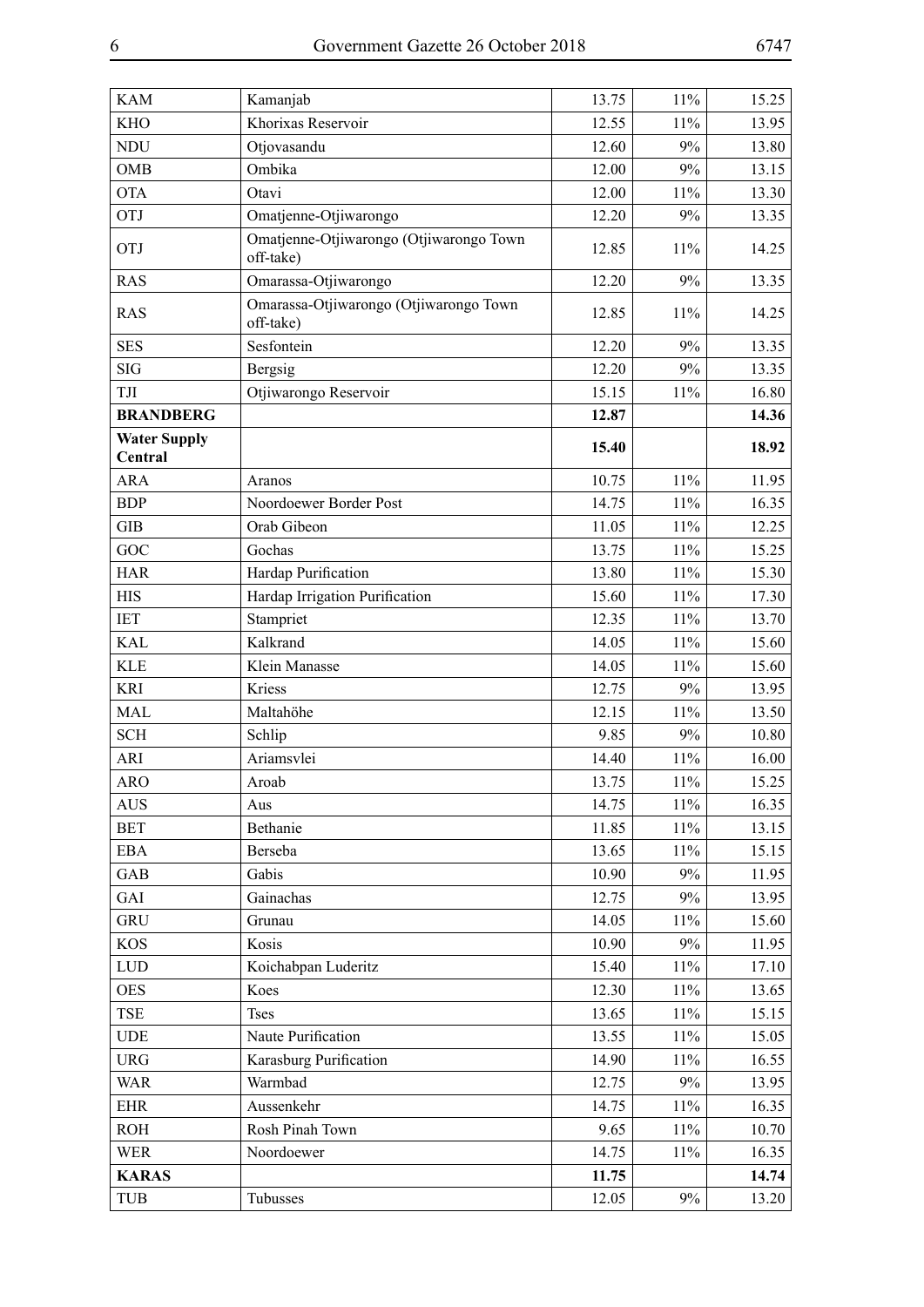| | | | | |
|---|---|---|---|---|
| KAM | Kamanjab | 13.75 | 11% | 15.25 |
| KHO | Khorixas Reservoir | 12.55 | 11% | 13.95 |
| NDU | Otjovasandu | 12.60 | 9% | 13.80 |
| OMB | Ombika | 12.00 | 9% | 13.15 |
| OTA | Otavi | 12.00 | 11% | 13.30 |
| OTJ | Omatjenne-Otjiwarongo | 12.20 | 9% | 13.35 |
| OTJ | Omatjenne-Otjiwarongo (Otjiwarongo Town off-take) | 12.85 | 11% | 14.25 |
| RAS | Omarassa-Otjiwarongo | 12.20 | 9% | 13.35 |
| RAS | Omarassa-Otjiwarongo (Otjiwarongo Town off-take) | 12.85 | 11% | 14.25 |
| SES | Sesfontein | 12.20 | 9% | 13.35 |
| SIG | Bergsig | 12.20 | 9% | 13.35 |
| TJI | Otjiwarongo Reservoir | 15.15 | 11% | 16.80 |
| **BRANDBERG** | | **12.87** | | **14.36** |
| **Water Supply Central** | | **15.40** | | **18.92** |
| ARA | Aranos | 10.75 | 11% | 11.95 |
| BDP | Noordoewer Border Post | 14.75 | 11% | 16.35 |
| GIB | Orab Gibeon | 11.05 | 11% | 12.25 |
| GOC | Gochas | 13.75 | 11% | 15.25 |
| HAR | Hardap Purification | 13.80 | 11% | 15.30 |
| HIS | Hardap Irrigation Purification | 15.60 | 11% | 17.30 |
| IET | Stampriet | 12.35 | 11% | 13.70 |
| KAL | Kalkrand | 14.05 | 11% | 15.60 |
| KLE | Klein Manasse | 14.05 | 11% | 15.60 |
| KRI | Kriess | 12.75 | 9% | 13.95 |
| MAL | Maltahöhe | 12.15 | 11% | 13.50 |
| SCH | Schlip | 9.85 | 9% | 10.80 |
| ARI | Ariamsvlei | 14.40 | 11% | 16.00 |
| ARO | Aroab | 13.75 | 11% | 15.25 |
| AUS | Aus | 14.75 | 11% | 16.35 |
| BET | Bethanie | 11.85 | 11% | 13.15 |
| EBA | Berseba | 13.65 | 11% | 15.15 |
| GAB | Gabis | 10.90 | 9% | 11.95 |
| GAI | Gainachas | 12.75 | 9% | 13.95 |
| GRU | Grunau | 14.05 | 11% | 15.60 |
| KOS | Kosis | 10.90 | 9% | 11.95 |
| LUD | Koichabpan Luderitz | 15.40 | 11% | 17.10 |
| OES | Koes | 12.30 | 11% | 13.65 |
| TSE | Tses | 13.65 | 11% | 15.15 |
| UDE | Naute Purification | 13.55 | 11% | 15.05 |
| URG | Karasburg Purification | 14.90 | 11% | 16.55 |
| WAR | Warmbad | 12.75 | 9% | 13.95 |
| EHR | Aussenkehr | 14.75 | 11% | 16.35 |
| ROH | Rosh Pinah Town | 9.65 | 11% | 10.70 |
| WER | Noordoewer | 14.75 | 11% | 16.35 |
| **KARAS** | | **11.75** | | **14.74** |
| TUB | Tubusses | 12.05 | 9% | 13.20 |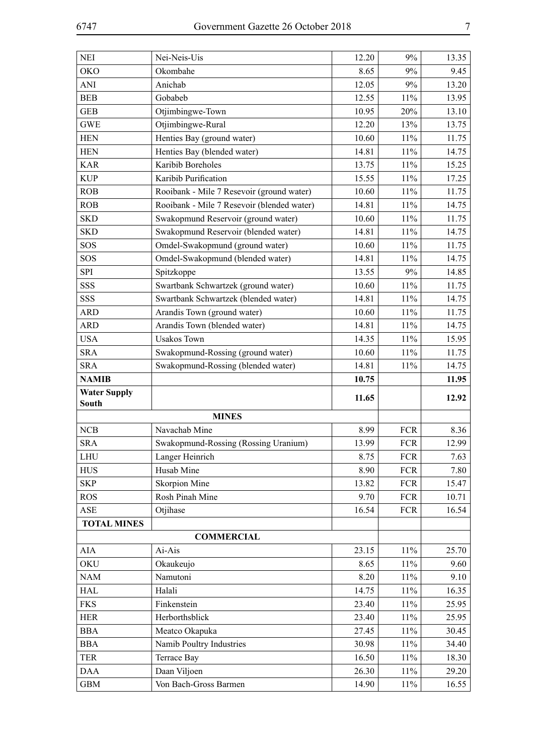| | | | | |
|---|---|---|---|---|
| NEI | Nei-Neis-Uis | 12.20 | 9% | 13.35 |
| OKO | Okombahe | 8.65 | 9% | 9.45 |
| ANI | Anichab | 12.05 | 9% | 13.20 |
| BEB | Gobabeb | 12.55 | 11% | 13.95 |
| GEB | Otjimbingwe-Town | 10.95 | 20% | 13.10 |
| GWE | Otjimbingwe-Rural | 12.20 | 13% | 13.75 |
| HEN | Henties Bay (ground water) | 10.60 | 11% | 11.75 |
| HEN | Henties Bay (blended water) | 14.81 | 11% | 14.75 |
| KAR | Karibib Boreholes | 13.75 | 11% | 15.25 |
| KUP | Karibib Purification | 15.55 | 11% | 17.25 |
| ROB | Rooibank - Mile 7 Resevoir (ground water) | 10.60 | 11% | 11.75 |
| ROB | Rooibank - Mile 7 Resevoir (blended water) | 14.81 | 11% | 14.75 |
| SKD | Swakopmund Reservoir (ground water) | 10.60 | 11% | 11.75 |
| SKD | Swakopmund Reservoir (blended water) | 14.81 | 11% | 14.75 |
| SOS | Omdel-Swakopmund (ground water) | 10.60 | 11% | 11.75 |
| SOS | Omdel-Swakopmund (blended water) | 14.81 | 11% | 14.75 |
| SPI | Spitzkoppe | 13.55 | 9% | 14.85 |
| SSS | Swartbank Schwartzek (ground water) | 10.60 | 11% | 11.75 |
| SSS | Swartbank Schwartzek (blended water) | 14.81 | 11% | 14.75 |
| ARD | Arandis Town (ground water) | 10.60 | 11% | 11.75 |
| ARD | Arandis Town (blended water) | 14.81 | 11% | 14.75 |
| USA | Usakos Town | 14.35 | 11% | 15.95 |
| SRA | Swakopmund-Rossing (ground water) | 10.60 | 11% | 11.75 |
| SRA | Swakopmund-Rossing (blended water) | 14.81 | 11% | 14.75 |
| **NAMIB** | | **10.75** | | **11.95** |
| **Water Supply South** | | **11.65** | | **12.92** |
| | **MINES** | | | |
| NCB | Navachab Mine | 8.99 | FCR | 8.36 |
| SRA | Swakopmund-Rossing (Rossing Uranium) | 13.99 | FCR | 12.99 |
| LHU | Langer Heinrich | 8.75 | FCR | 7.63 |
| HUS | Husab Mine | 8.90 | FCR | 7.80 |
| SKP | Skorpion Mine | 13.82 | FCR | 15.47 |
| ROS | Rosh Pinah Mine | 9.70 | FCR | 10.71 |
| ASE | Otjihase | 16.54 | FCR | 16.54 |
| **TOTAL MINES** | | | | |
| | **COMMERCIAL** | | | |
| AIA | Ai-Ais | 23.15 | 11% | 25.70 |
| OKU | Okaukeujo | 8.65 | 11% | 9.60 |
| NAM | Namutoni | 8.20 | 11% | 9.10 |
| HAL | Halali | 14.75 | 11% | 16.35 |
| FKS | Finkenstein | 23.40 | 11% | 25.95 |
| HER | Herborthsblick | 23.40 | 11% | 25.95 |
| BBA | Meatco Okapuka | 27.45 | 11% | 30.45 |
| BBA | Namib Poultry Industries | 30.98 | 11% | 34.40 |
| TER | Terrace Bay | 16.50 | 11% | 18.30 |
| DAA | Daan Viljoen | 26.30 | 11% | 29.20 |
| GBM | Von Bach-Gross Barmen | 14.90 | 11% | 16.55 |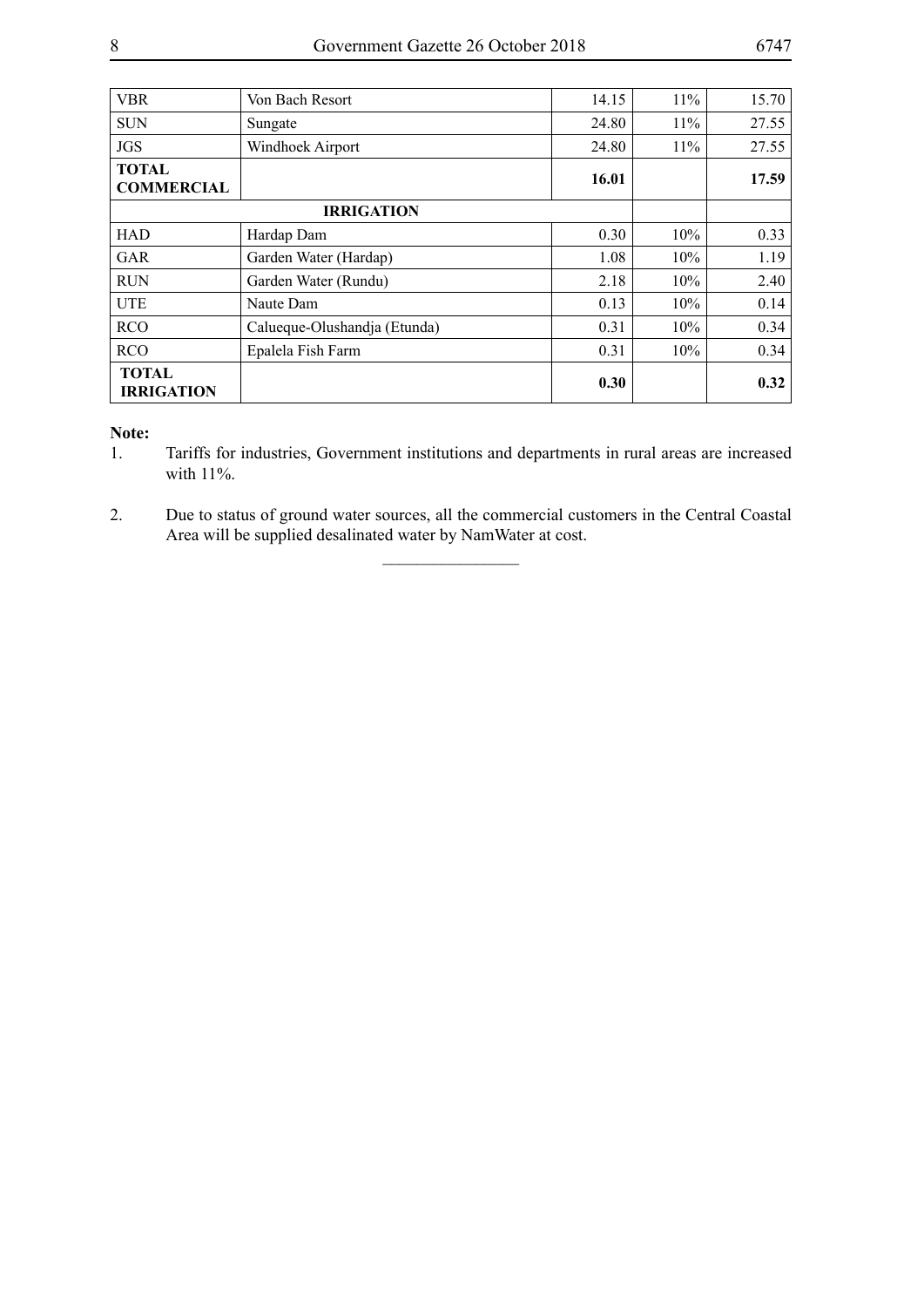| | | | | |
|---|---|---|---|---|
| VBR | Von Bach Resort | 14.15 | 11% | 15.70 |
| SUN | Sungate | 24.80 | 11% | 27.55 |
| JGS | Windhoek Airport | 24.80 | 11% | 27.55 |
| **TOTAL COMMERCIAL** | | **16.01** | | **17.59** |
| | **IRRIGATION** | | | |
| HAD | Hardap Dam | 0.30 | 10% | 0.33 |
| GAR | Garden Water (Hardap) | 1.08 | 10% | 1.19 |
| RUN | Garden Water (Rundu) | 2.18 | 10% | 2.40 |
| UTE | Naute Dam | 0.13 | 10% | 0.14 |
| RCO | Calueque-Olushandja (Etunda) | 0.31 | 10% | 0.34 |
| RCO | Epalela Fish Farm | 0.31 | 10% | 0.34 |
| **TOTAL IRRIGATION** | | **0.30** | | **0.32** |

**Note:**

1. Tariffs for industries, Government institutions and departments in rural areas are increased with 11%.

2. Due to status of ground water sources, all the commercial customers in the Central Coastal Area will be supplied desalinated water by NamWater at cost.

________________